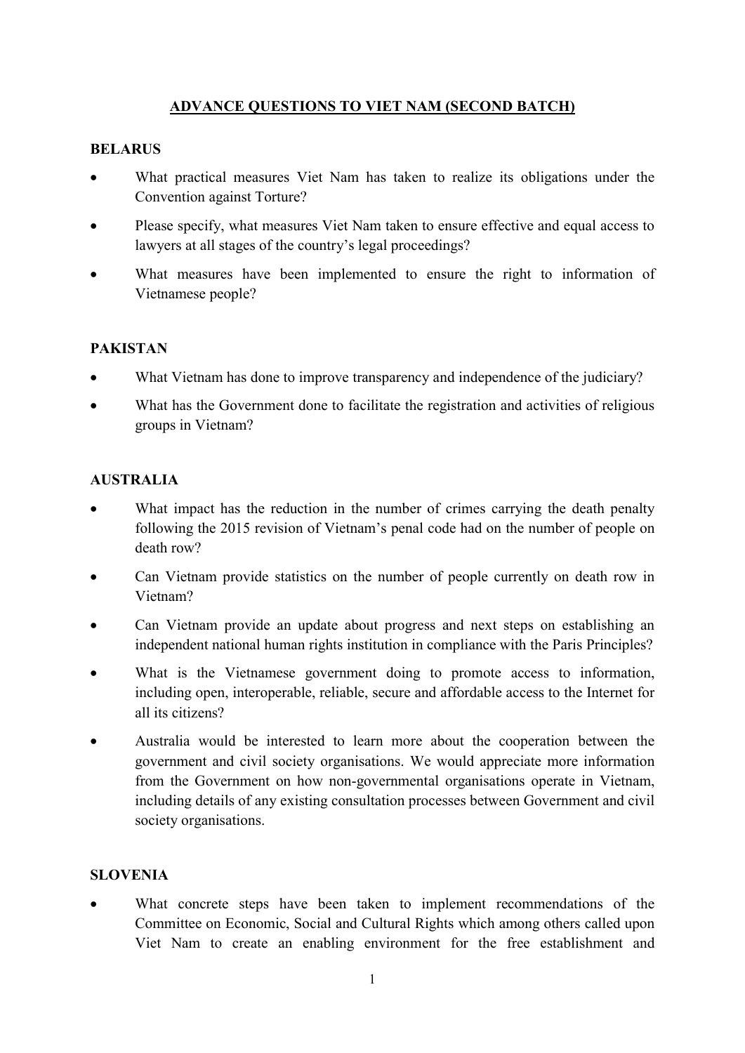# ADVANCE QUESTIONS TO VIET NAM (SECOND BATCH)

## BELARUS

- What practical measures Viet Nam has taken to realize its obligations under the Convention against Torture?
- Please specify, what measures Viet Nam taken to ensure effective and equal access to lawyers at all stages of the country's legal proceedings?
- What measures have been implemented to ensure the right to information of Vietnamese people?

## PAKISTAN

- What Vietnam has done to improve transparency and independence of the judiciary?
- What has the Government done to facilitate the registration and activities of religious groups in Vietnam?

## AUSTRALIA

- What impact has the reduction in the number of crimes carrying the death penalty following the 2015 revision of Vietnam's penal code had on the number of people on death row?
- Can Vietnam provide statistics on the number of people currently on death row in Vietnam?
- Can Vietnam provide an update about progress and next steps on establishing an independent national human rights institution in compliance with the Paris Principles?
- What is the Vietnamese government doing to promote access to information, including open, interoperable, reliable, secure and affordable access to the Internet for all its citizens?
- Australia would be interested to learn more about the cooperation between the government and civil society organisations. We would appreciate more information from the Government on how non-governmental organisations operate in Vietnam, including details of any existing consultation processes between Government and civil society organisations.

## SLOVENIA

- What concrete steps have been taken to implement recommendations of the Committee on Economic, Social and Cultural Rights which among others called upon Viet Nam to create an enabling environment for the free establishment and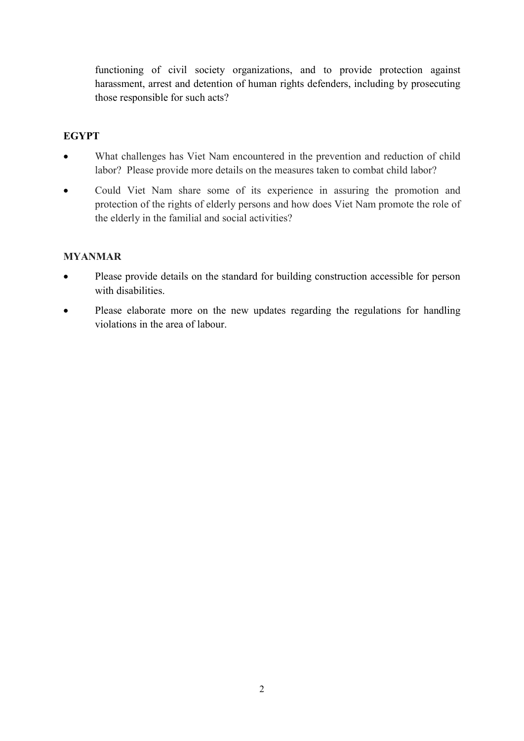functioning of civil society organizations, and to provide protection against harassment, arrest and detention of human rights defenders, including by prosecuting those responsible for such acts?

**EGYPT**

- What challenges has Viet Nam encountered in the prevention and reduction of child labor? Please provide more details on the measures taken to combat child labor?
- Could Viet Nam share some of its experience in assuring the promotion and protection of the rights of elderly persons and how does Viet Nam promote the role of the elderly in the familial and social activities?

**MYANMAR**

- Please provide details on the standard for building construction accessible for person with disabilities.
- Please elaborate more on the new updates regarding the regulations for handling violations in the area of labour.